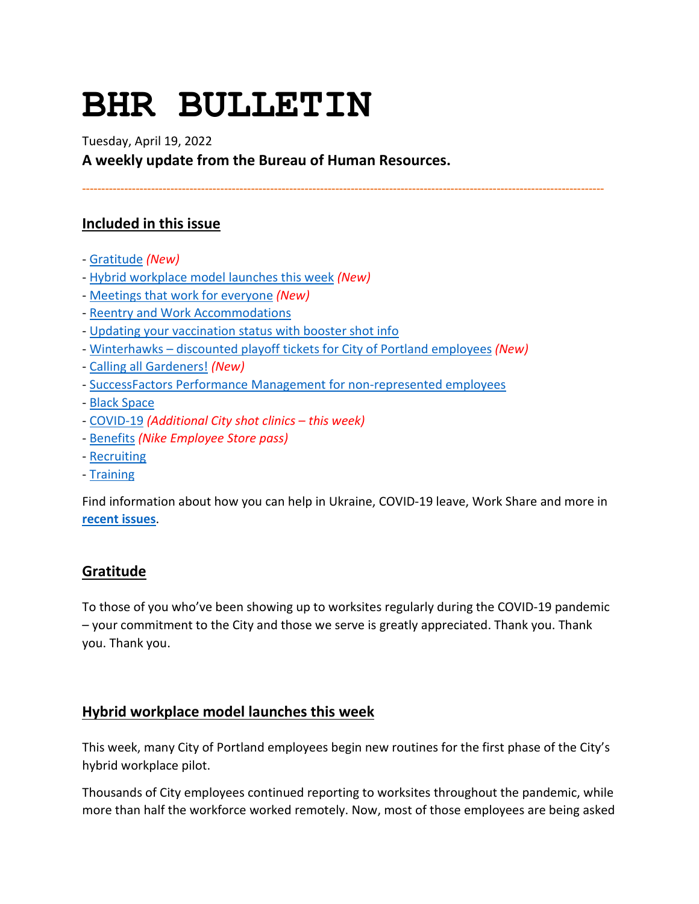# BHR BULLETIN

Tuesday, April 19, 2022

**A weekly update from the Bureau of Human Resources.**

---

## Included in this issue

- Gratitude *(New)*
- Hybrid workplace model launches this week *(New)*
- Meetings that work for everyone *(New)*
- Reentry and Work Accommodations
- Updating your vaccination status with booster shot info
- Winterhawks – discounted playoff tickets for City of Portland employees *(New)*
- Calling all Gardeners! *(New)*
- SuccessFactors Performance Management for non-represented employees
- Black Space
- COVID-19 *(Additional City shot clinics – this week)*
- Benefits *(Nike Employee Store pass)*
- Recruiting
- Training

Find information about how you can help in Ukraine, COVID-19 leave, Work Share and more in **recent issues**.

## Gratitude

To those of you who've been showing up to worksites regularly during the COVID-19 pandemic – your commitment to the City and those we serve is greatly appreciated. Thank you. Thank you. Thank you.

## Hybrid workplace model launches this week

This week, many City of Portland employees begin new routines for the first phase of the City's hybrid workplace pilot.

Thousands of City employees continued reporting to worksites throughout the pandemic, while more than half the workforce worked remotely. Now, most of those employees are being asked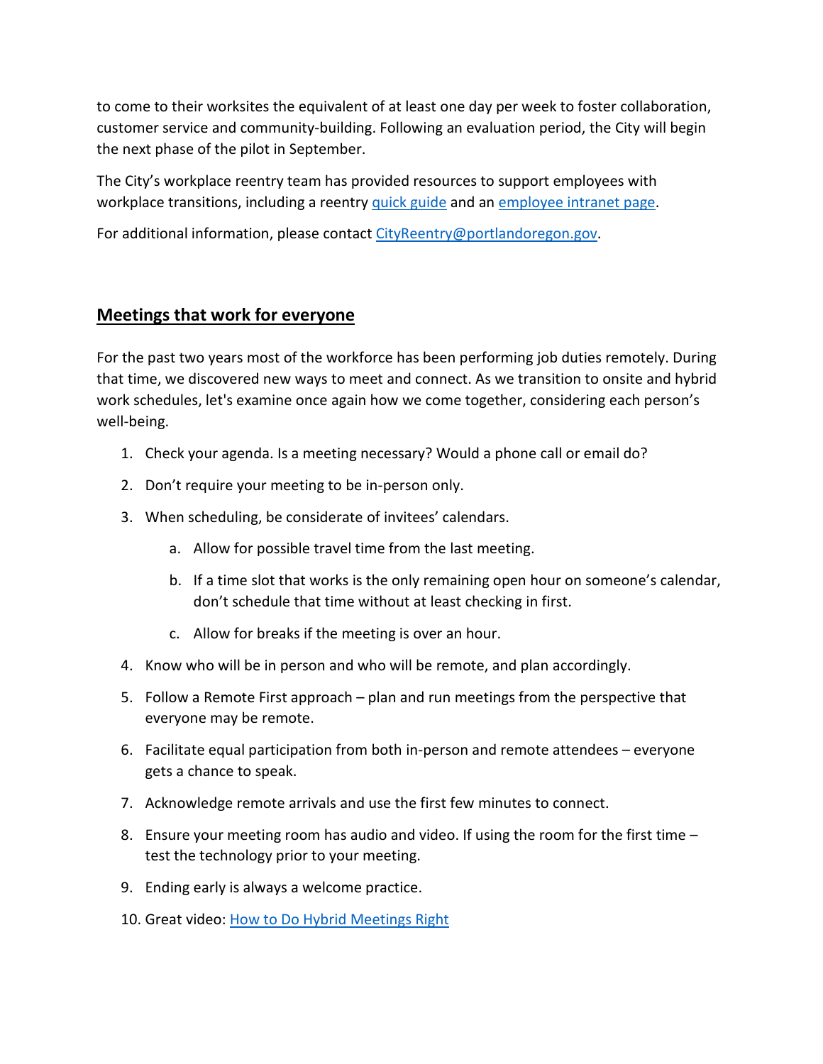to come to their worksites the equivalent of at least one day per week to foster collaboration, customer service and community-building. Following an evaluation period, the City will begin the next phase of the pilot in September.

The City's workplace reentry team has provided resources to support employees with workplace transitions, including a reentry [quick guide]() and an [employee intranet page]().

For additional information, please contact [CityReentry@portlandoregon.gov](mailto:CityReentry@portlandoregon.gov).

## Meetings that work for everyone

For the past two years most of the workforce has been performing job duties remotely. During that time, we discovered new ways to meet and connect. As we transition to onsite and hybrid work schedules, let's examine once again how we come together, considering each person's well-being.

1. Check your agenda. Is a meeting necessary? Would a phone call or email do?
2. Don't require your meeting to be in-person only.
3. When scheduling, be considerate of invitees' calendars.
    a. Allow for possible travel time from the last meeting.
    b. If a time slot that works is the only remaining open hour on someone's calendar, don't schedule that time without at least checking in first.
    c. Allow for breaks if the meeting is over an hour.
4. Know who will be in person and who will be remote, and plan accordingly.
5. Follow a Remote First approach – plan and run meetings from the perspective that everyone may be remote.
6. Facilitate equal participation from both in-person and remote attendees – everyone gets a chance to speak.
7. Acknowledge remote arrivals and use the first few minutes to connect.
8. Ensure your meeting room has audio and video. If using the room for the first time – test the technology prior to your meeting.
9. Ending early is always a welcome practice.
10. Great video: [How to Do Hybrid Meetings Right]()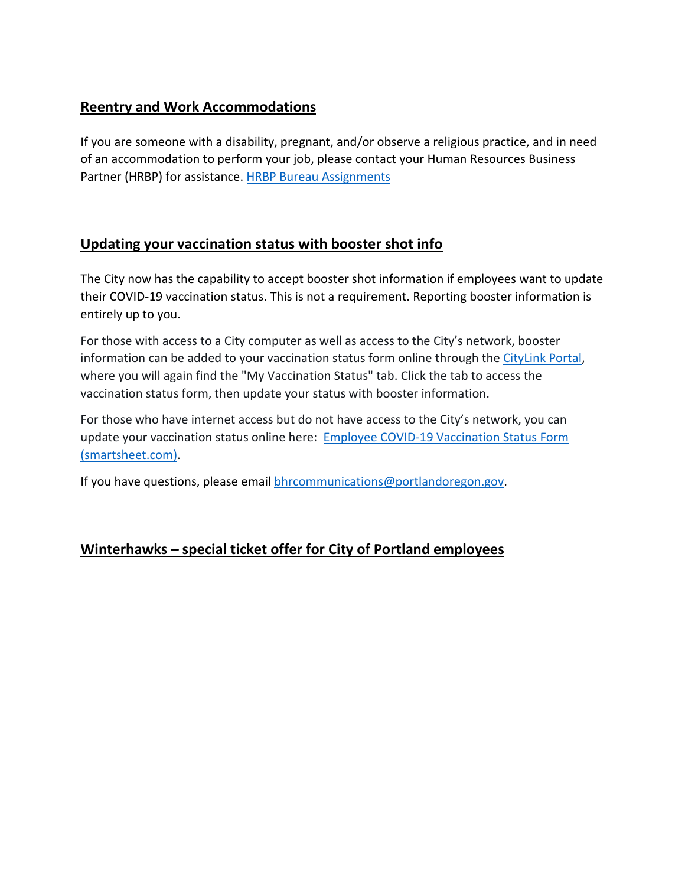## Reentry and Work Accommodations

If you are someone with a disability, pregnant, and/or observe a religious practice, and in need of an accommodation to perform your job, please contact your Human Resources Business Partner (HRBP) for assistance. [HRBP Bureau Assignments]()

## Updating your vaccination status with booster shot info

The City now has the capability to accept booster shot information if employees want to update their COVID-19 vaccination status. This is not a requirement. Reporting booster information is entirely up to you.

For those with access to a City computer as well as access to the City's network, booster information can be added to your vaccination status form online through the [CityLink Portal](), where you will again find the "My Vaccination Status" tab. Click the tab to access the vaccination status form, then update your status with booster information.

For those who have internet access but do not have access to the City's network, you can update your vaccination status online here: [Employee COVID-19 Vaccination Status Form (smartsheet.com)]().

If you have questions, please email [bhrcommunications@portlandoregon.gov](mailto:bhrcommunications@portlandoregon.gov).

## Winterhawks – special ticket offer for City of Portland employees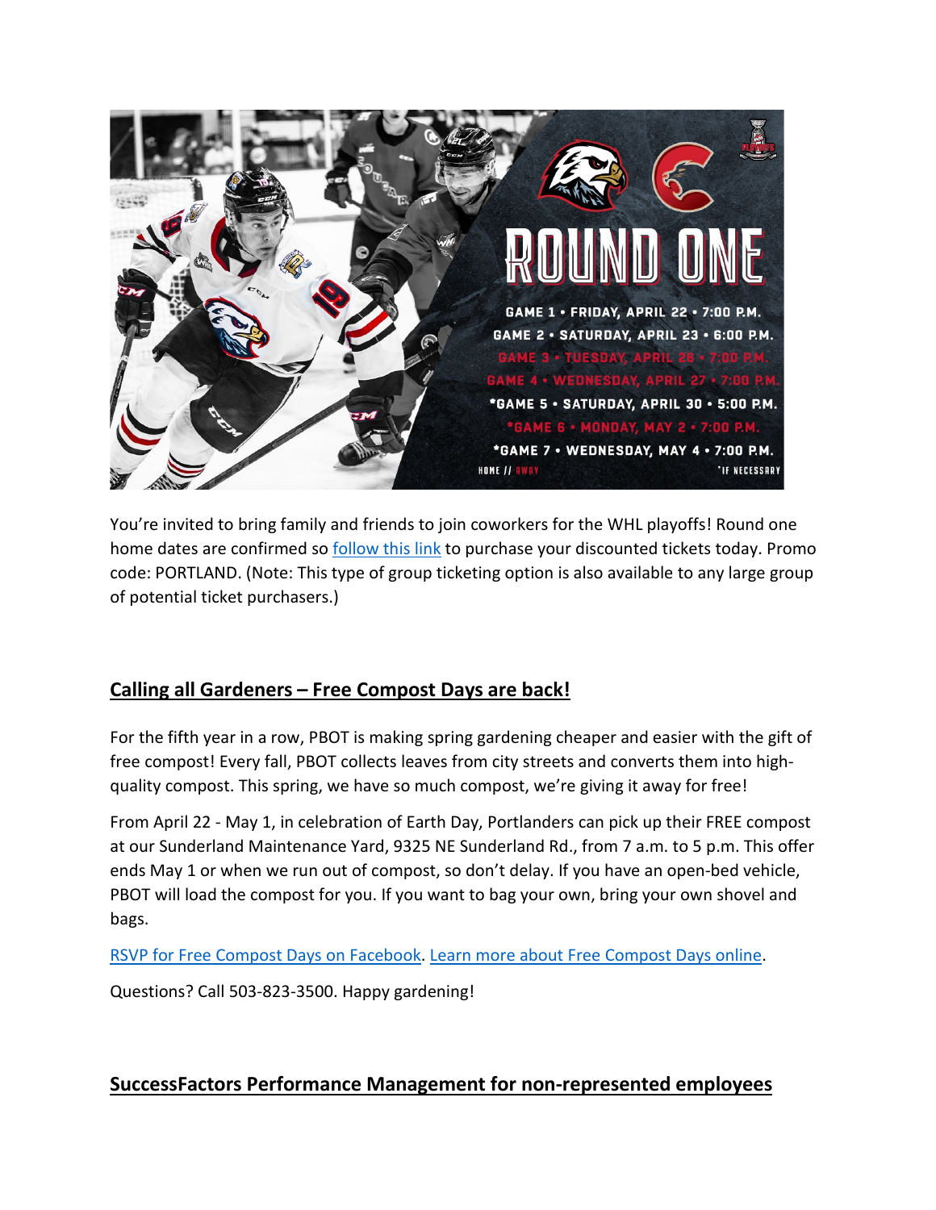You're invited to bring family and friends to join coworkers for the WHL playoffs! Round one home dates are confirmed so follow this link to purchase your discounted tickets today. Promo code: PORTLAND. (Note: This type of group ticketing option is also available to any large group of potential ticket purchasers.)

## Calling all Gardeners – Free Compost Days are back!

For the fifth year in a row, PBOT is making spring gardening cheaper and easier with the gift of free compost! Every fall, PBOT collects leaves from city streets and converts them into high-quality compost. This spring, we have so much compost, we're giving it away for free!

From April 22 - May 1, in celebration of Earth Day, Portlanders can pick up their FREE compost at our Sunderland Maintenance Yard, 9325 NE Sunderland Rd., from 7 a.m. to 5 p.m. This offer ends May 1 or when we run out of compost, so don't delay. If you have an open-bed vehicle, PBOT will load the compost for you. If you want to bag your own, bring your own shovel and bags.

RSVP for Free Compost Days on Facebook. Learn more about Free Compost Days online.

Questions? Call 503-823-3500. Happy gardening!

## SuccessFactors Performance Management for non-represented employees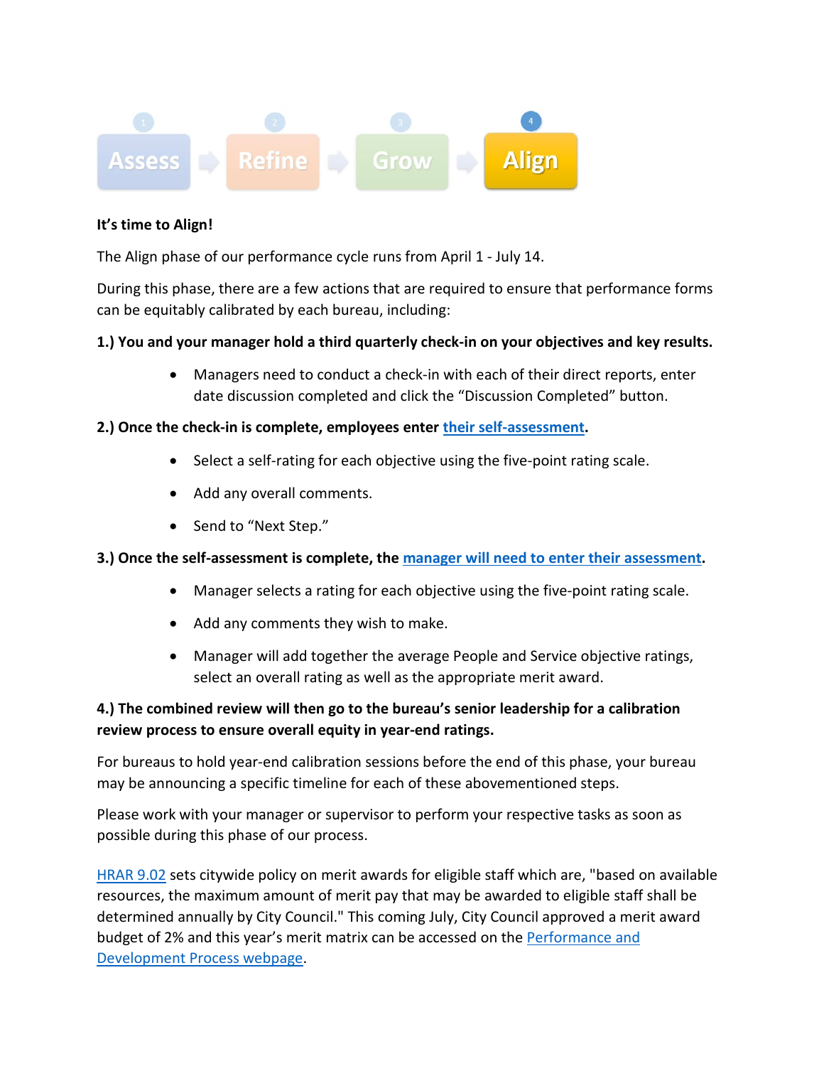1 Assess → 2 Refine → 3 Grow → 4 Align

**It's time to Align!**

The Align phase of our performance cycle runs from April 1 - July 14.

During this phase, there are a few actions that are required to ensure that performance forms can be equitably calibrated by each bureau, including:

**1.) You and your manager hold a third quarterly check-in on your objectives and key results.**

- Managers need to conduct a check-in with each of their direct reports, enter date discussion completed and click the "Discussion Completed" button.

**2.) Once the check-in is complete, employees enter [their self-assessment].**

- Select a self-rating for each objective using the five-point rating scale.
- Add any overall comments.
- Send to "Next Step."

**3.) Once the self-assessment is complete, the [manager will need to enter their assessment].**

- Manager selects a rating for each objective using the five-point rating scale.
- Add any comments they wish to make.
- Manager will add together the average People and Service objective ratings, select an overall rating as well as the appropriate merit award.

**4.) The combined review will then go to the bureau's senior leadership for a calibration review process to ensure overall equity in year-end ratings.**

For bureaus to hold year-end calibration sessions before the end of this phase, your bureau may be announcing a specific timeline for each of these abovementioned steps.

Please work with your manager or supervisor to perform your respective tasks as soon as possible during this phase of our process.

[HRAR 9.02] sets citywide policy on merit awards for eligible staff which are, "based on available resources, the maximum amount of merit pay that may be awarded to eligible staff shall be determined annually by City Council." This coming July, City Council approved a merit award budget of 2% and this year's merit matrix can be accessed on the [Performance and Development Process webpage].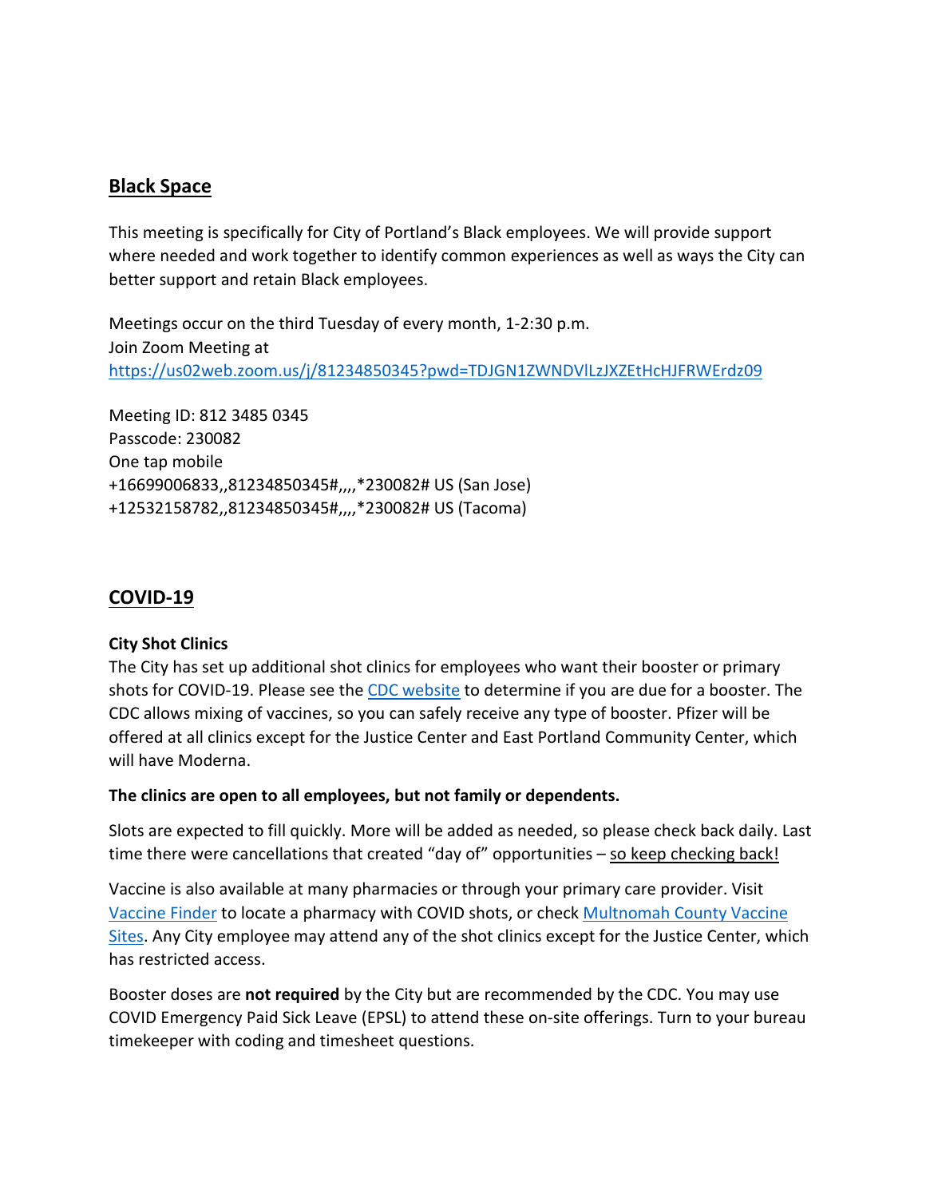## Black Space

This meeting is specifically for City of Portland's Black employees. We will provide support where needed and work together to identify common experiences as well as ways the City can better support and retain Black employees.

Meetings occur on the third Tuesday of every month, 1-2:30 p.m.
Join Zoom Meeting at
[https://us02web.zoom.us/j/81234850345?pwd=TDJGN1ZWNDVlLzJXZEtHcHJFRWErdz09](https://us02web.zoom.us/j/81234850345?pwd=TDJGN1ZWNDVlLzJXZEtHcHJFRWErdz09)

Meeting ID: 812 3485 0345
Passcode: 230082
One tap mobile
+16699006833,,81234850345#,,,,*230082# US (San Jose)
+12532158782,,81234850345#,,,,*230082# US (Tacoma)

## COVID-19

**City Shot Clinics**
The City has set up additional shot clinics for employees who want their booster or primary shots for COVID-19. Please see the [CDC website]() to determine if you are due for a booster. The CDC allows mixing of vaccines, so you can safely receive any type of booster. Pfizer will be offered at all clinics except for the Justice Center and East Portland Community Center, which will have Moderna.

**The clinics are open to all employees, but not family or dependents.**

Slots are expected to fill quickly. More will be added as needed, so please check back daily. Last time there were cancellations that created "day of" opportunities – so keep checking back!

Vaccine is also available at many pharmacies or through your primary care provider. Visit [Vaccine Finder]() to locate a pharmacy with COVID shots, or check [Multnomah County Vaccine Sites](). Any City employee may attend any of the shot clinics except for the Justice Center, which has restricted access.

Booster doses are **not required** by the City but are recommended by the CDC. You may use COVID Emergency Paid Sick Leave (EPSL) to attend these on-site offerings. Turn to your bureau timekeeper with coding and timesheet questions.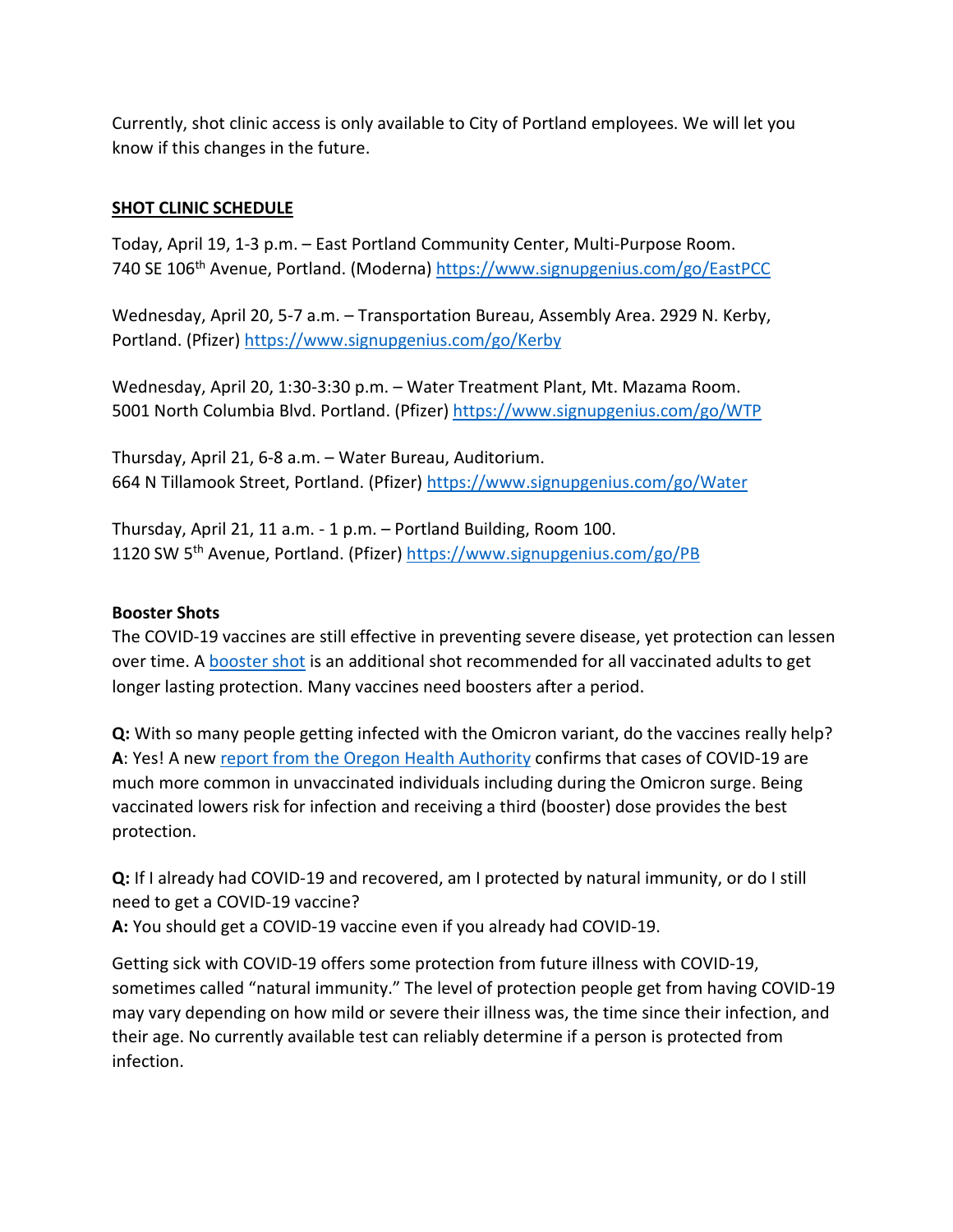Currently, shot clinic access is only available to City of Portland employees. We will let you know if this changes in the future.

**SHOT CLINIC SCHEDULE**

Today, April 19, 1-3 p.m. – East Portland Community Center, Multi-Purpose Room. 740 SE 106th Avenue, Portland. (Moderna) https://www.signupgenius.com/go/EastPCC

Wednesday, April 20, 5-7 a.m. – Transportation Bureau, Assembly Area. 2929 N. Kerby, Portland. (Pfizer) https://www.signupgenius.com/go/Kerby

Wednesday, April 20, 1:30-3:30 p.m. – Water Treatment Plant, Mt. Mazama Room. 5001 North Columbia Blvd. Portland. (Pfizer) https://www.signupgenius.com/go/WTP

Thursday, April 21, 6-8 a.m. – Water Bureau, Auditorium. 664 N Tillamook Street, Portland. (Pfizer) https://www.signupgenius.com/go/Water

Thursday, April 21, 11 a.m. - 1 p.m. – Portland Building, Room 100. 1120 SW 5th Avenue, Portland. (Pfizer) https://www.signupgenius.com/go/PB

**Booster Shots**

The COVID-19 vaccines are still effective in preventing severe disease, yet protection can lessen over time. A booster shot is an additional shot recommended for all vaccinated adults to get longer lasting protection. Many vaccines need boosters after a period.

**Q:** With so many people getting infected with the Omicron variant, do the vaccines really help?
**A**: Yes! A new report from the Oregon Health Authority confirms that cases of COVID-19 are much more common in unvaccinated individuals including during the Omicron surge. Being vaccinated lowers risk for infection and receiving a third (booster) dose provides the best protection.

**Q:** If I already had COVID-19 and recovered, am I protected by natural immunity, or do I still need to get a COVID-19 vaccine?
**A:** You should get a COVID-19 vaccine even if you already had COVID-19.

Getting sick with COVID-19 offers some protection from future illness with COVID-19, sometimes called "natural immunity." The level of protection people get from having COVID-19 may vary depending on how mild or severe their illness was, the time since their infection, and their age. No currently available test can reliably determine if a person is protected from infection.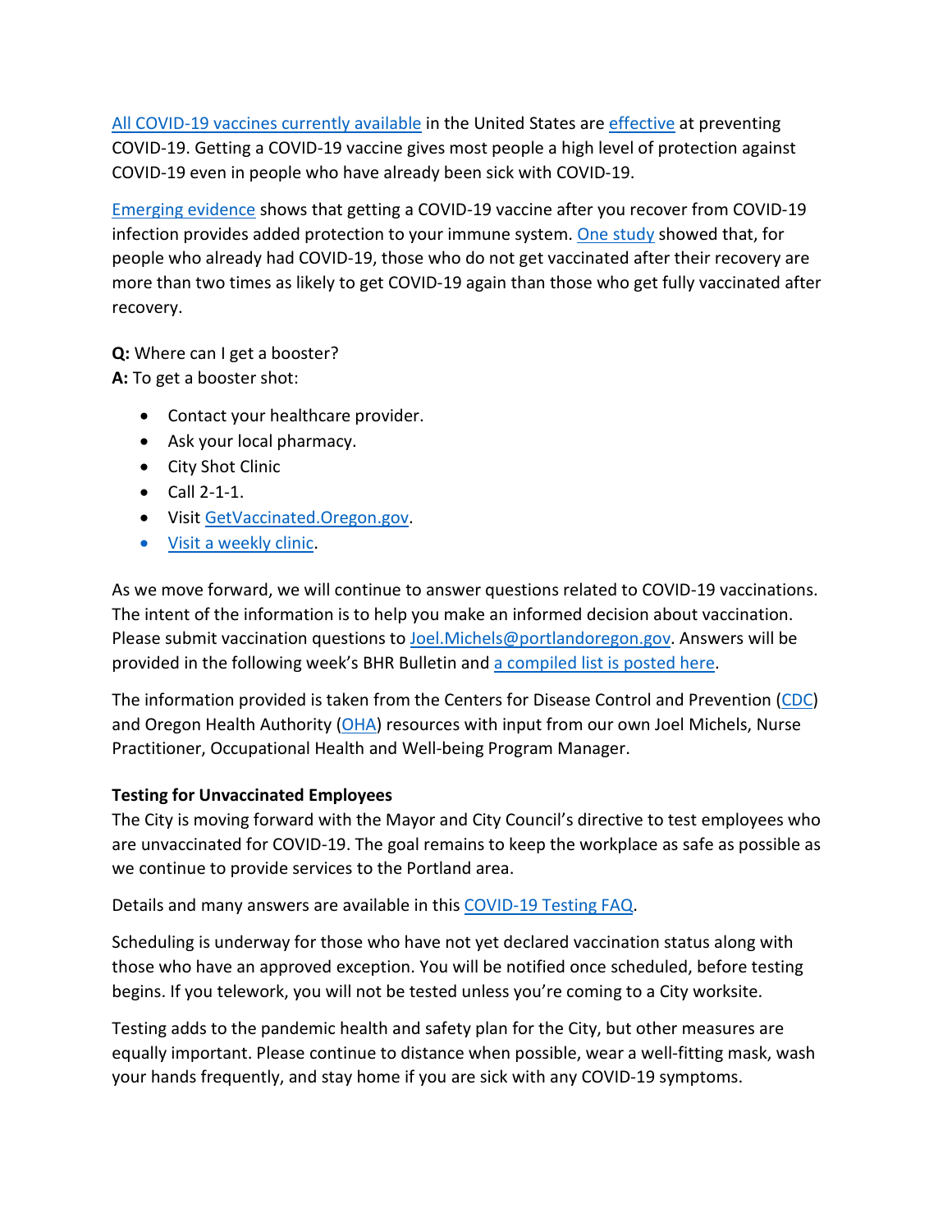All COVID-19 vaccines currently available in the United States are effective at preventing COVID-19. Getting a COVID-19 vaccine gives most people a high level of protection against COVID-19 even in people who have already been sick with COVID-19.

Emerging evidence shows that getting a COVID-19 vaccine after you recover from COVID-19 infection provides added protection to your immune system. One study showed that, for people who already had COVID-19, those who do not get vaccinated after their recovery are more than two times as likely to get COVID-19 again than those who get fully vaccinated after recovery.

**Q:** Where can I get a booster?
**A:** To get a booster shot:

- Contact your healthcare provider.
- Ask your local pharmacy.
- City Shot Clinic
- Call 2-1-1.
- Visit GetVaccinated.Oregon.gov.
- Visit a weekly clinic.

As we move forward, we will continue to answer questions related to COVID-19 vaccinations. The intent of the information is to help you make an informed decision about vaccination. Please submit vaccination questions to Joel.Michels@portlandoregon.gov. Answers will be provided in the following week's BHR Bulletin and a compiled list is posted here.

The information provided is taken from the Centers for Disease Control and Prevention (CDC) and Oregon Health Authority (OHA) resources with input from our own Joel Michels, Nurse Practitioner, Occupational Health and Well-being Program Manager.

**Testing for Unvaccinated Employees**

The City is moving forward with the Mayor and City Council's directive to test employees who are unvaccinated for COVID-19. The goal remains to keep the workplace as safe as possible as we continue to provide services to the Portland area.

Details and many answers are available in this COVID-19 Testing FAQ.

Scheduling is underway for those who have not yet declared vaccination status along with those who have an approved exception. You will be notified once scheduled, before testing begins. If you telework, you will not be tested unless you're coming to a City worksite.

Testing adds to the pandemic health and safety plan for the City, but other measures are equally important. Please continue to distance when possible, wear a well-fitting mask, wash your hands frequently, and stay home if you are sick with any COVID-19 symptoms.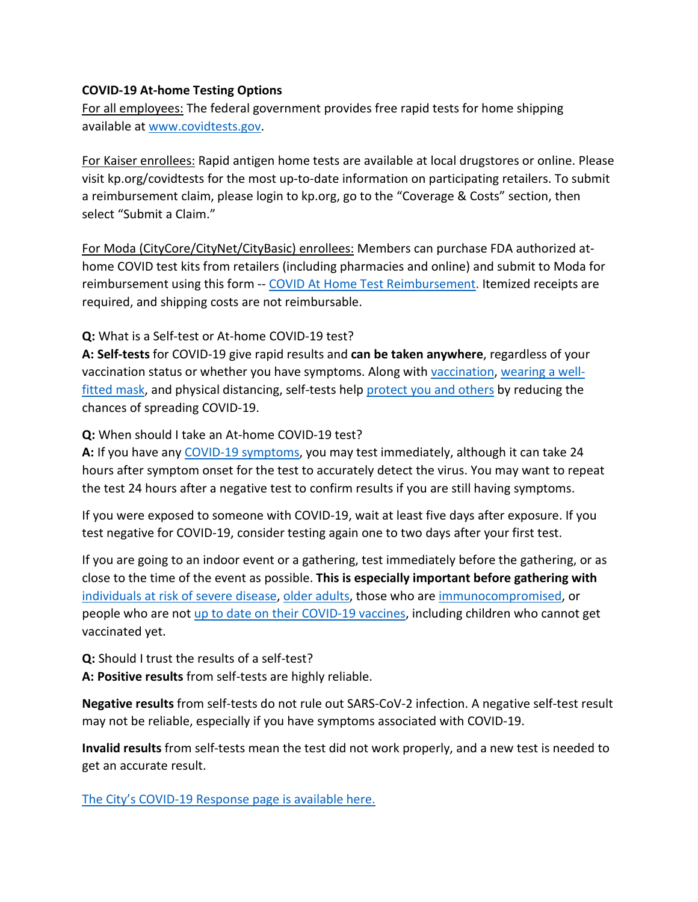**COVID-19 At-home Testing Options**

For all employees: The federal government provides free rapid tests for home shipping available at www.covidtests.gov.

For Kaiser enrollees: Rapid antigen home tests are available at local drugstores or online. Please visit kp.org/covidtests for the most up-to-date information on participating retailers. To submit a reimbursement claim, please login to kp.org, go to the "Coverage & Costs" section, then select "Submit a Claim."

For Moda (CityCore/CityNet/CityBasic) enrollees: Members can purchase FDA authorized at-home COVID test kits from retailers (including pharmacies and online) and submit to Moda for reimbursement using this form -- COVID At Home Test Reimbursement. Itemized receipts are required, and shipping costs are not reimbursable.

**Q:** What is a Self-test or At-home COVID-19 test?
**A: Self-tests** for COVID-19 give rapid results and **can be taken anywhere**, regardless of your vaccination status or whether you have symptoms. Along with vaccination, wearing a well-fitted mask, and physical distancing, self-tests help protect you and others by reducing the chances of spreading COVID-19.

**Q:** When should I take an At-home COVID-19 test?
**A:** If you have any COVID-19 symptoms, you may test immediately, although it can take 24 hours after symptom onset for the test to accurately detect the virus. You may want to repeat the test 24 hours after a negative test to confirm results if you are still having symptoms.

If you were exposed to someone with COVID-19, wait at least five days after exposure. If you test negative for COVID-19, consider testing again one to two days after your first test.

If you are going to an indoor event or a gathering, test immediately before the gathering, or as close to the time of the event as possible. **This is especially important before gathering with** individuals at risk of severe disease, older adults, those who are immunocompromised, or people who are not up to date on their COVID-19 vaccines, including children who cannot get vaccinated yet.

**Q:** Should I trust the results of a self-test?
**A: Positive results** from self-tests are highly reliable.

**Negative results** from self-tests do not rule out SARS-CoV-2 infection. A negative self-test result may not be reliable, especially if you have symptoms associated with COVID-19.

**Invalid results** from self-tests mean the test did not work properly, and a new test is needed to get an accurate result.

The City's COVID-19 Response page is available here.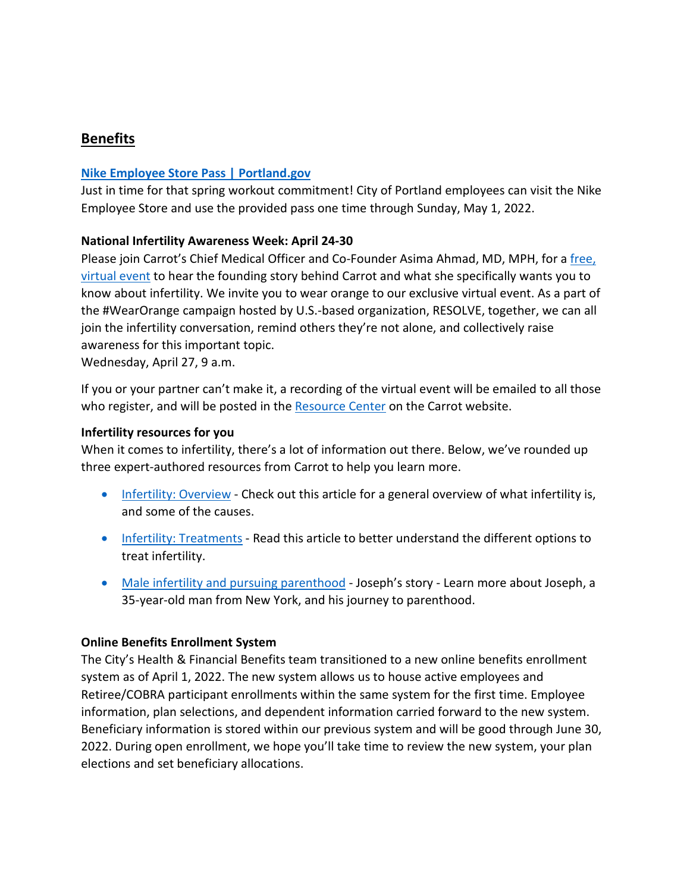## Benefits

**Nike Employee Store Pass | Portland.gov**

Just in time for that spring workout commitment! City of Portland employees can visit the Nike Employee Store and use the provided pass one time through Sunday, May 1, 2022.

**National Infertility Awareness Week: April 24-30**

Please join Carrot's Chief Medical Officer and Co-Founder Asima Ahmad, MD, MPH, for a free, virtual event to hear the founding story behind Carrot and what she specifically wants you to know about infertility. We invite you to wear orange to our exclusive virtual event. As a part of the #WearOrange campaign hosted by U.S.-based organization, RESOLVE, together, we can all join the infertility conversation, remind others they're not alone, and collectively raise awareness for this important topic.
Wednesday, April 27, 9 a.m.

If you or your partner can't make it, a recording of the virtual event will be emailed to all those who register, and will be posted in the Resource Center on the Carrot website.

**Infertility resources for you**

When it comes to infertility, there's a lot of information out there. Below, we've rounded up three expert-authored resources from Carrot to help you learn more.

- Infertility: Overview - Check out this article for a general overview of what infertility is, and some of the causes.
- Infertility: Treatments - Read this article to better understand the different options to treat infertility.
- Male infertility and pursuing parenthood - Joseph's story - Learn more about Joseph, a 35-year-old man from New York, and his journey to parenthood.

**Online Benefits Enrollment System**

The City's Health & Financial Benefits team transitioned to a new online benefits enrollment system as of April 1, 2022. The new system allows us to house active employees and Retiree/COBRA participant enrollments within the same system for the first time. Employee information, plan selections, and dependent information carried forward to the new system. Beneficiary information is stored within our previous system and will be good through June 30, 2022. During open enrollment, we hope you'll take time to review the new system, your plan elections and set beneficiary allocations.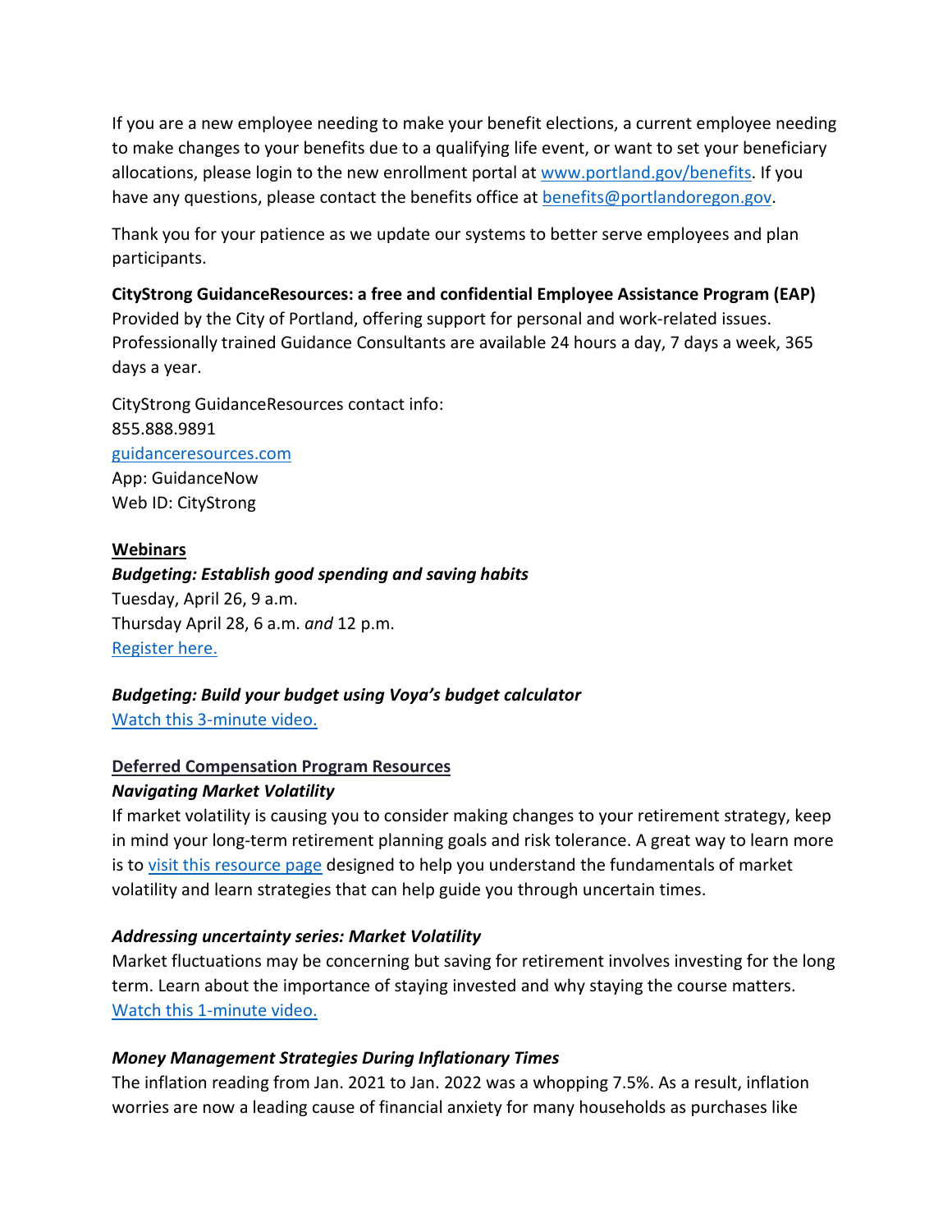If you are a new employee needing to make your benefit elections, a current employee needing to make changes to your benefits due to a qualifying life event, or want to set your beneficiary allocations, please login to the new enrollment portal at [www.portland.gov/benefits](www.portland.gov/benefits). If you have any questions, please contact the benefits office at [benefits@portlandoregon.gov](mailto:benefits@portlandoregon.gov).

Thank you for your patience as we update our systems to better serve employees and plan participants.

**CityStrong GuidanceResources: a free and confidential Employee Assistance Program (EAP)**
Provided by the City of Portland, offering support for personal and work-related issues. Professionally trained Guidance Consultants are available 24 hours a day, 7 days a week, 365 days a year.

CityStrong GuidanceResources contact info:
855.888.9891
[guidanceresources.com](guidanceresources.com)
App: GuidanceNow
Web ID: CityStrong

**Webinars**

***Budgeting: Establish good spending and saving habits***
Tuesday, April 26, 9 a.m.
Thursday April 28, 6 a.m. *and* 12 p.m.
Register here.

***Budgeting: Build your budget using Voya's budget calculator***
Watch this 3-minute video.

**Deferred Compensation Program Resources**

***Navigating Market Volatility***
If market volatility is causing you to consider making changes to your retirement strategy, keep in mind your long-term retirement planning goals and risk tolerance. A great way to learn more is to visit this resource page designed to help you understand the fundamentals of market volatility and learn strategies that can help guide you through uncertain times.

***Addressing uncertainty series: Market Volatility***
Market fluctuations may be concerning but saving for retirement involves investing for the long term. Learn about the importance of staying invested and why staying the course matters.
Watch this 1-minute video.

***Money Management Strategies During Inflationary Times***
The inflation reading from Jan. 2021 to Jan. 2022 was a whopping 7.5%. As a result, inflation worries are now a leading cause of financial anxiety for many households as purchases like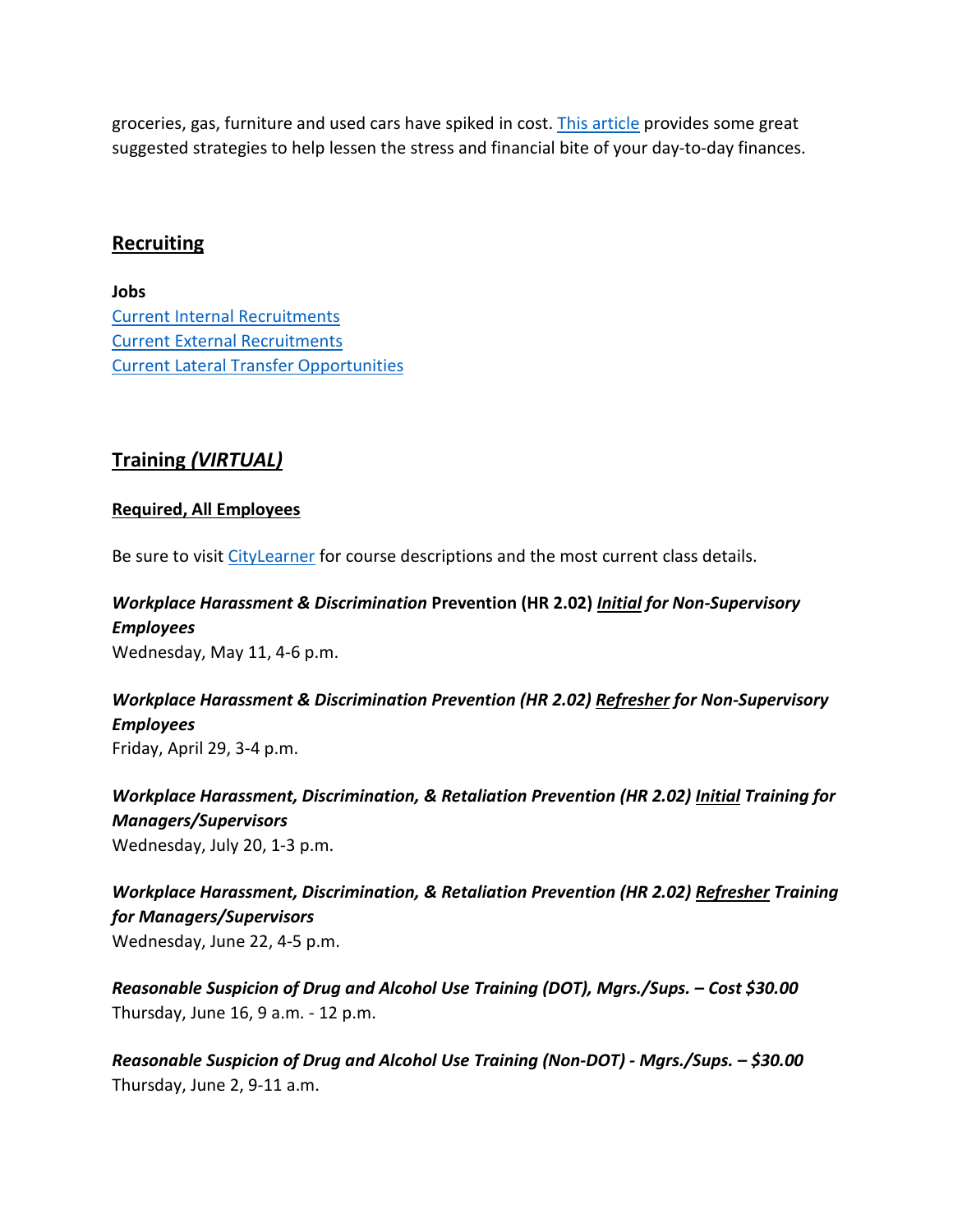groceries, gas, furniture and used cars have spiked in cost. [This article](#) provides some great suggested strategies to help lessen the stress and financial bite of your day-to-day finances.

## Recruiting

**Jobs**
[Current Internal Recruitments](#)
[Current External Recruitments](#)
[Current Lateral Transfer Opportunities](#)

## Training *(VIRTUAL)*

### Required, All Employees

Be sure to visit [CityLearner](#) for course descriptions and the most current class details.

***Workplace Harassment & Discrimination*** **Prevention (HR 2.02)** ***Initial for Non-Supervisory Employees***
Wednesday, May 11, 4-6 p.m.

***Workplace Harassment & Discrimination Prevention (HR 2.02) Refresher for Non-Supervisory Employees***
Friday, April 29, 3-4 p.m.

***Workplace Harassment, Discrimination, & Retaliation Prevention (HR 2.02) Initial Training for Managers/Supervisors***
Wednesday, July 20, 1-3 p.m.

***Workplace Harassment, Discrimination, & Retaliation Prevention (HR 2.02) Refresher Training for Managers/Supervisors***
Wednesday, June 22, 4-5 p.m.

***Reasonable Suspicion of Drug and Alcohol Use Training (DOT), Mgrs./Sups. – Cost $30.00***
Thursday, June 16, 9 a.m. - 12 p.m.

***Reasonable Suspicion of Drug and Alcohol Use Training (Non-DOT) - Mgrs./Sups. – $30.00***
Thursday, June 2, 9-11 a.m.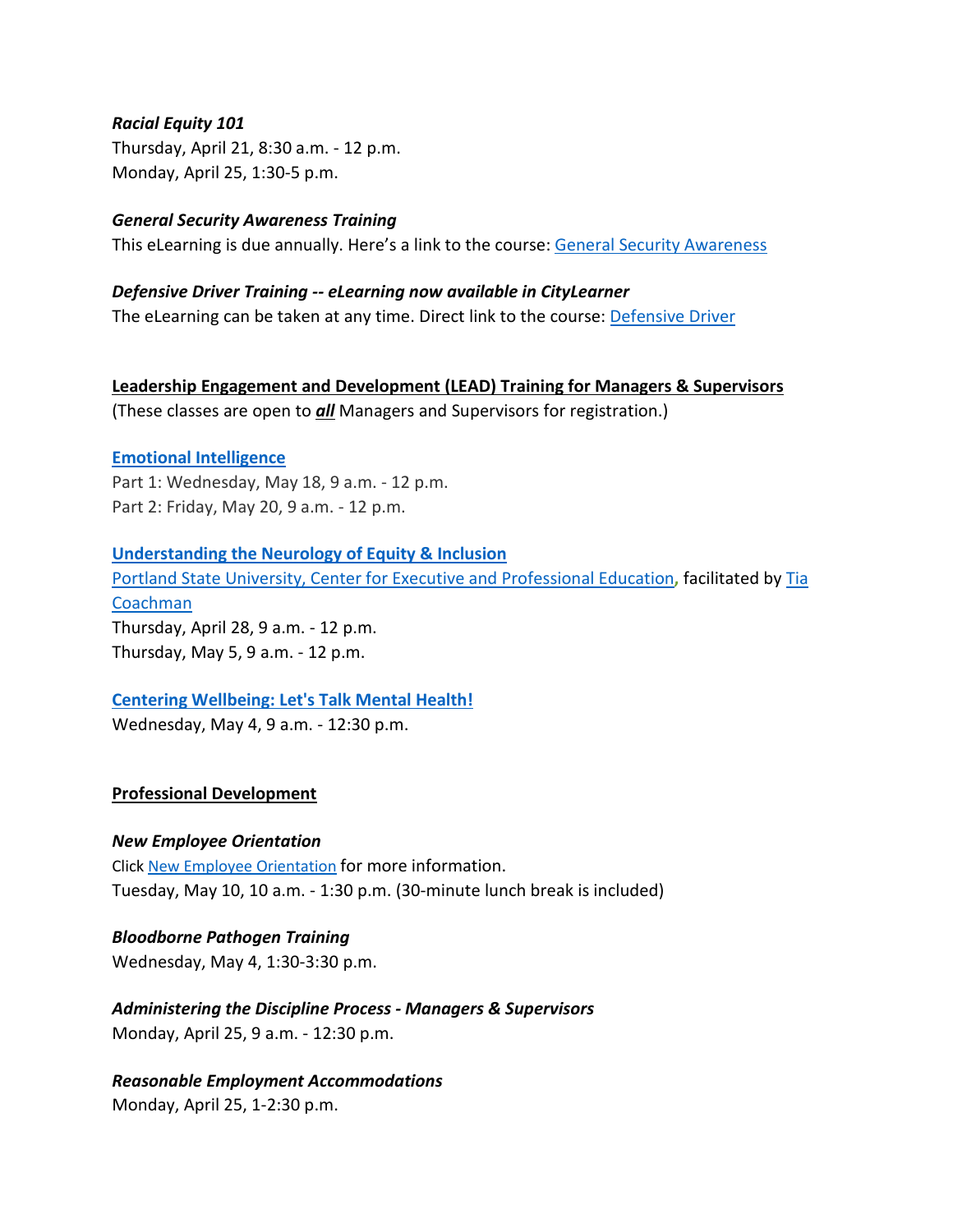***Racial Equity 101***
Thursday, April 21, 8:30 a.m. - 12 p.m.
Monday, April 25, 1:30-5 p.m.

***General Security Awareness Training***
This eLearning is due annually. Here's a link to the course: General Security Awareness

***Defensive Driver Training -- eLearning now available in CityLearner***
The eLearning can be taken at any time. Direct link to the course: Defensive Driver

**Leadership Engagement and Development (LEAD) Training for Managers & Supervisors**
(These classes are open to ***all*** Managers and Supervisors for registration.)

**Emotional Intelligence**
Part 1: Wednesday, May 18, 9 a.m. - 12 p.m.
Part 2: Friday, May 20, 9 a.m. - 12 p.m.

**Understanding the Neurology of Equity & Inclusion**
Portland State University, Center for Executive and Professional Education, facilitated by Tia Coachman
Thursday, April 28, 9 a.m. - 12 p.m.
Thursday, May 5, 9 a.m. - 12 p.m.

**Centering Wellbeing: Let's Talk Mental Health!**
Wednesday, May 4, 9 a.m. - 12:30 p.m.

**Professional Development**

***New Employee Orientation***
Click New Employee Orientation for more information.
Tuesday, May 10, 10 a.m. - 1:30 p.m. (30-minute lunch break is included)

***Bloodborne Pathogen Training***
Wednesday, May 4, 1:30-3:30 p.m.

***Administering the Discipline Process - Managers & Supervisors***
Monday, April 25, 9 a.m. - 12:30 p.m.

***Reasonable Employment Accommodations***
Monday, April 25, 1-2:30 p.m.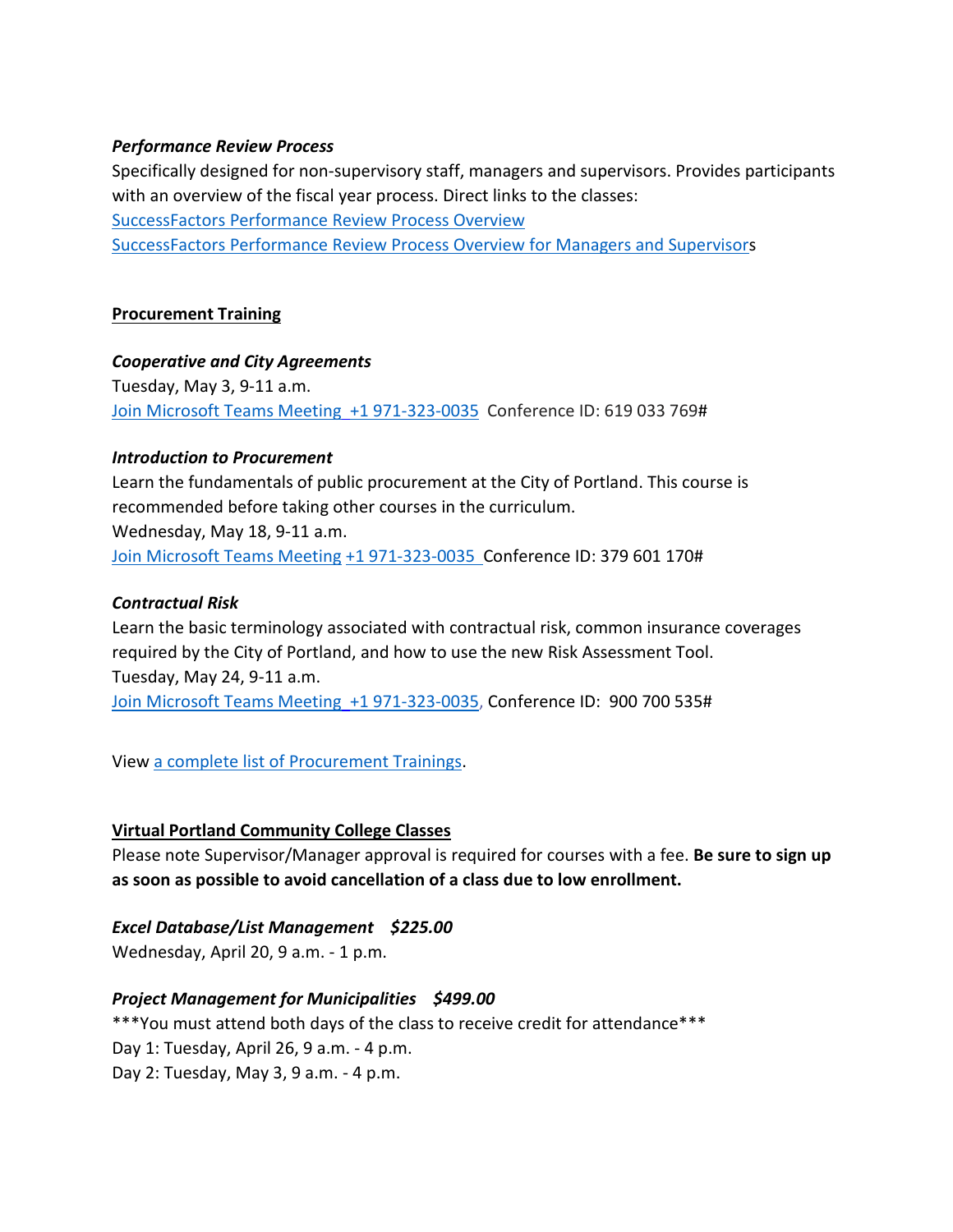***Performance Review Process***

Specifically designed for non-supervisory staff, managers and supervisors. Provides participants with an overview of the fiscal year process. Direct links to the classes:

SuccessFactors Performance Review Process Overview

SuccessFactors Performance Review Process Overview for Managers and Supervisors

**Procurement Training**

***Cooperative and City Agreements***

Tuesday, May 3, 9-11 a.m.

Join Microsoft Teams Meeting +1 971-323-0035 Conference ID: 619 033 769#

***Introduction to Procurement***

Learn the fundamentals of public procurement at the City of Portland. This course is recommended before taking other courses in the curriculum.

Wednesday, May 18, 9-11 a.m.

Join Microsoft Teams Meeting +1 971-323-0035 Conference ID: 379 601 170#

***Contractual Risk***

Learn the basic terminology associated with contractual risk, common insurance coverages required by the City of Portland, and how to use the new Risk Assessment Tool.

Tuesday, May 24, 9-11 a.m.

Join Microsoft Teams Meeting +1 971-323-0035, Conference ID: 900 700 535#

View a complete list of Procurement Trainings.

**Virtual Portland Community College Classes**

Please note Supervisor/Manager approval is required for courses with a fee. **Be sure to sign up as soon as possible to avoid cancellation of a class due to low enrollment.**

***Excel Database/List Management $225.00***

Wednesday, April 20, 9 a.m. - 1 p.m.

***Project Management for Municipalities $499.00***

***You must attend both days of the class to receive credit for attendance***

Day 1: Tuesday, April 26, 9 a.m. - 4 p.m.

Day 2: Tuesday, May 3, 9 a.m. - 4 p.m.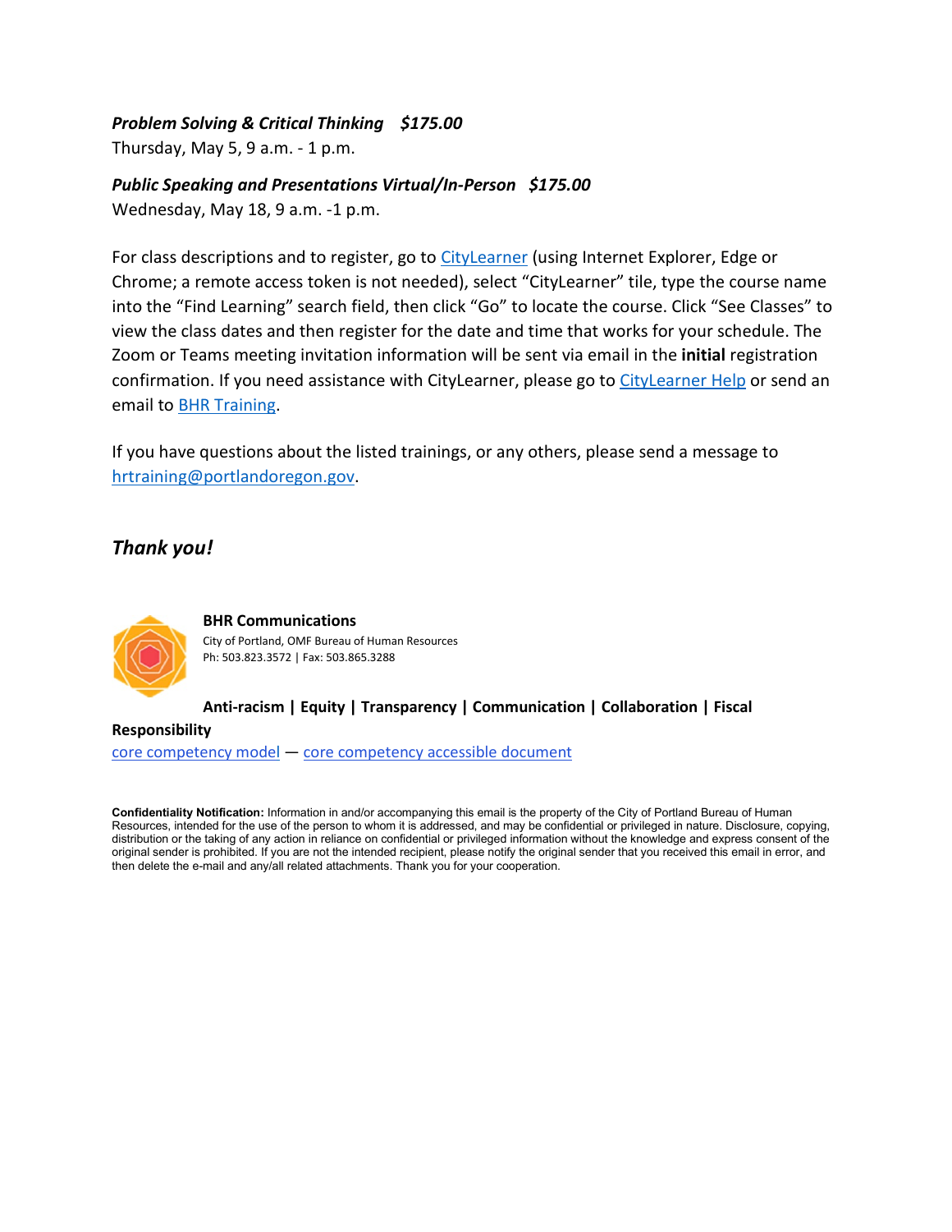***Problem Solving & Critical Thinking  $175.00***
Thursday, May 5, 9 a.m. - 1 p.m.

***Public Speaking and Presentations Virtual/In-Person  $175.00***
Wednesday, May 18, 9 a.m. -1 p.m.

For class descriptions and to register, go to CityLearner (using Internet Explorer, Edge or Chrome; a remote access token is not needed), select "CityLearner" tile, type the course name into the "Find Learning" search field, then click "Go" to locate the course. Click "See Classes" to view the class dates and then register for the date and time that works for your schedule. The Zoom or Teams meeting invitation information will be sent via email in the **initial** registration confirmation. If you need assistance with CityLearner, please go to CityLearner Help or send an email to BHR Training.

If you have questions about the listed trainings, or any others, please send a message to hrtraining@portlandoregon.gov.

***Thank you!***

**BHR Communications**
City of Portland, OMF Bureau of Human Resources
Ph: 503.823.3572 | Fax: 503.865.3288

**Anti-racism | Equity | Transparency | Communication | Collaboration | Fiscal Responsibility**
core competency model — core competency accessible document

**Confidentiality Notification:** Information in and/or accompanying this email is the property of the City of Portland Bureau of Human Resources, intended for the use of the person to whom it is addressed, and may be confidential or privileged in nature. Disclosure, copying, distribution or the taking of any action in reliance on confidential or privileged information without the knowledge and express consent of the original sender is prohibited. If you are not the intended recipient, please notify the original sender that you received this email in error, and then delete the e-mail and any/all related attachments. Thank you for your cooperation.